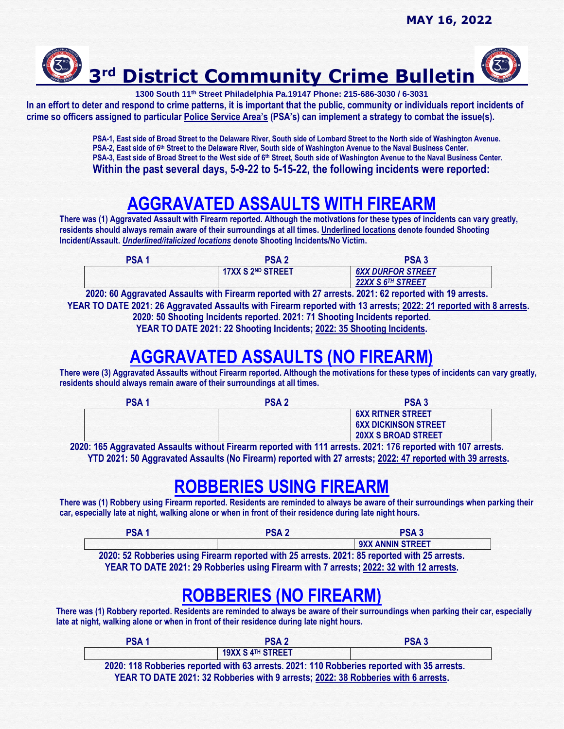MAY 16, 2022

# 3rd District Community Crime Bulletin

**1300 South 11th Street Philadelphia Pa.19147 Phone: 215-686-3030 / 6-3031**

**In an effort to deter and respond to crime patterns, it is important that the public, community or individuals report incidents of crime so officers assigned to particular Police Service Area's (PSA's) can implement a strategy to combat the issue(s).**

**PSA-1, East side of Broad Street to the Delaware River, South side of Lombard Street to the North side of Washington Avenue.**
**PSA-2, East side of 6th Street to the Delaware River, South side of Washington Avenue to the Naval Business Center.**
**PSA-3, East side of Broad Street to the West side of 6th Street, South side of Washington Avenue to the Naval Business Center.**

**Within the past several days, 5-9-22 to 5-15-22, the following incidents were reported:**

## AGGRAVATED ASSAULTS WITH FIREARM

**There was (1) Aggravated Assault with Firearm reported. Although the motivations for these types of incidents can vary greatly, residents should always remain aware of their surroundings at all times. Underlined locations denote founded Shooting Incident/Assault. *Underlined/italicized locations* denote Shooting Incidents/No Victim.**

| PSA 1 | PSA 2 | PSA 3 |
|---|---|---|
| | 17XX S 2ND STREET | *6XX DURFOR STREET*<br>*22XX S 6TH STREET* |

**2020: 60 Aggravated Assaults with Firearm reported with 27 arrests. 2021: 62 reported with 19 arrests.**
**YEAR TO DATE 2021: 26 Aggravated Assaults with Firearm reported with 13 arrests; 2022: 21 reported with 8 arrests.**
**2020: 50 Shooting Incidents reported. 2021: 71 Shooting Incidents reported.**
**YEAR TO DATE 2021: 22 Shooting Incidents; 2022: 35 Shooting Incidents.**

## AGGRAVATED ASSAULTS (NO FIREARM)

**There were (3) Aggravated Assaults without Firearm reported. Although the motivations for these types of incidents can vary greatly, residents should always remain aware of their surroundings at all times.**

| PSA 1 | PSA 2 | PSA 3 |
|---|---|---|
| | | 6XX RITNER STREET<br>6XX DICKINSON STREET<br>20XX S BROAD STREET |

**2020: 165 Aggravated Assaults without Firearm reported with 111 arrests. 2021: 176 reported with 107 arrests.**
**YTD 2021: 50 Aggravated Assaults (No Firearm) reported with 27 arrests; 2022: 47 reported with 39 arrests.**

## ROBBERIES USING FIREARM

**There was (1) Robbery using Firearm reported. Residents are reminded to always be aware of their surroundings when parking their car, especially late at night, walking alone or when in front of their residence during late night hours.**

| PSA 1 | PSA 2 | PSA 3 |
|---|---|---|
| | | 9XX ANNIN STREET |

**2020: 52 Robberies using Firearm reported with 25 arrests. 2021: 85 reported with 25 arrests.**
**YEAR TO DATE 2021: 29 Robberies using Firearm with 7 arrests; 2022: 32 with 12 arrests.**

## ROBBERIES (NO FIREARM)

**There was (1) Robbery reported. Residents are reminded to always be aware of their surroundings when parking their car, especially late at night, walking alone or when in front of their residence during late night hours.**

| PSA 1 | PSA 2 | PSA 3 |
|---|---|---|
| | 19XX S 4TH STREET | |

**2020: 118 Robberies reported with 63 arrests. 2021: 110 Robberies reported with 35 arrests.**
**YEAR TO DATE 2021: 32 Robberies with 9 arrests; 2022: 38 Robberies with 6 arrests.**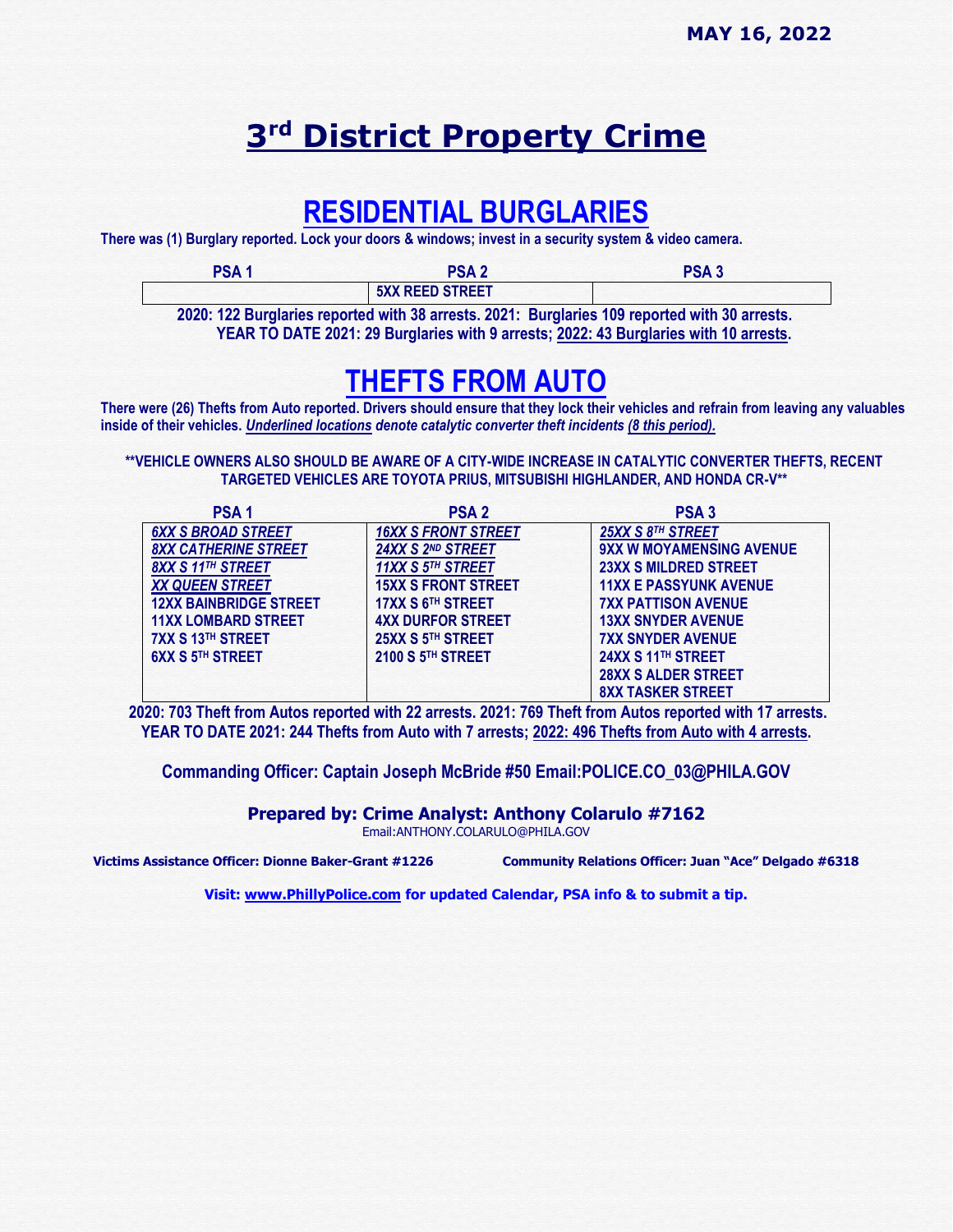MAY 16, 2022

# 3rd District Property Crime

## RESIDENTIAL BURGLARIES

**There was (1) Burglary reported. Lock your doors & windows; invest in a security system & video camera.**

| PSA 1 | PSA 2 | PSA 3 |
|---|---|---|
| | 5XX REED STREET | |

**2020: 122 Burglaries reported with 38 arrests. 2021: Burglaries 109 reported with 30 arrests.**
**YEAR TO DATE 2021: 29 Burglaries with 9 arrests; 2022: 43 Burglaries with 10 arrests.**

## THEFTS FROM AUTO

**There were (26) Thefts from Auto reported. Drivers should ensure that they lock their vehicles and refrain from leaving any valuables inside of their vehicles. *Underlined locations denote catalytic converter theft incidents (8 this period).***

****VEHICLE OWNERS ALSO SHOULD BE AWARE OF A CITY-WIDE INCREASE IN CATALYTIC CONVERTER THEFTS, RECENT TARGETED VEHICLES ARE TOYOTA PRIUS, MITSUBISHI HIGHLANDER, AND HONDA CR-V****

| PSA 1 | PSA 2 | PSA 3 |
|---|---|---|
| *6XX S BROAD STREET* | *16XX S FRONT STREET* | *25XX S 8TH STREET* |
| *8XX CATHERINE STREET* | *24XX S 2ND STREET* | 9XX W MOYAMENSING AVENUE |
| *8XX S 11TH STREET* | *11XX S 5TH STREET* | 23XX S MILDRED STREET |
| *XX QUEEN STREET* | 15XX S FRONT STREET | 11XX E PASSYUNK AVENUE |
| 12XX BAINBRIDGE STREET | 17XX S 6TH STREET | 7XX PATTISON AVENUE |
| 11XX LOMBARD STREET | 4XX DURFOR STREET | 13XX SNYDER AVENUE |
| 7XX S 13TH STREET | 25XX S 5TH STREET | 7XX SNYDER AVENUE |
| 6XX S 5TH STREET | 2100 S 5TH STREET | 24XX S 11TH STREET |
| | | 28XX S ALDER STREET |
| | | 8XX TASKER STREET |

**2020: 703 Theft from Autos reported with 22 arrests. 2021: 769 Theft from Autos reported with 17 arrests.**
**YEAR TO DATE 2021: 244 Thefts from Auto with 7 arrests; 2022: 496 Thefts from Auto with 4 arrests.**

**Commanding Officer: Captain Joseph McBride #50 Email:POLICE.CO_03@PHILA.GOV**

**Prepared by: Crime Analyst: Anthony Colarulo #7162**
Email:ANTHONY.COLARULO@PHILA.GOV

**Victims Assistance Officer: Dionne Baker-Grant #1226** **Community Relations Officer: Juan "Ace" Delgado #6318**

**Visit: www.PhillyPolice.com for updated Calendar, PSA info & to submit a tip.**